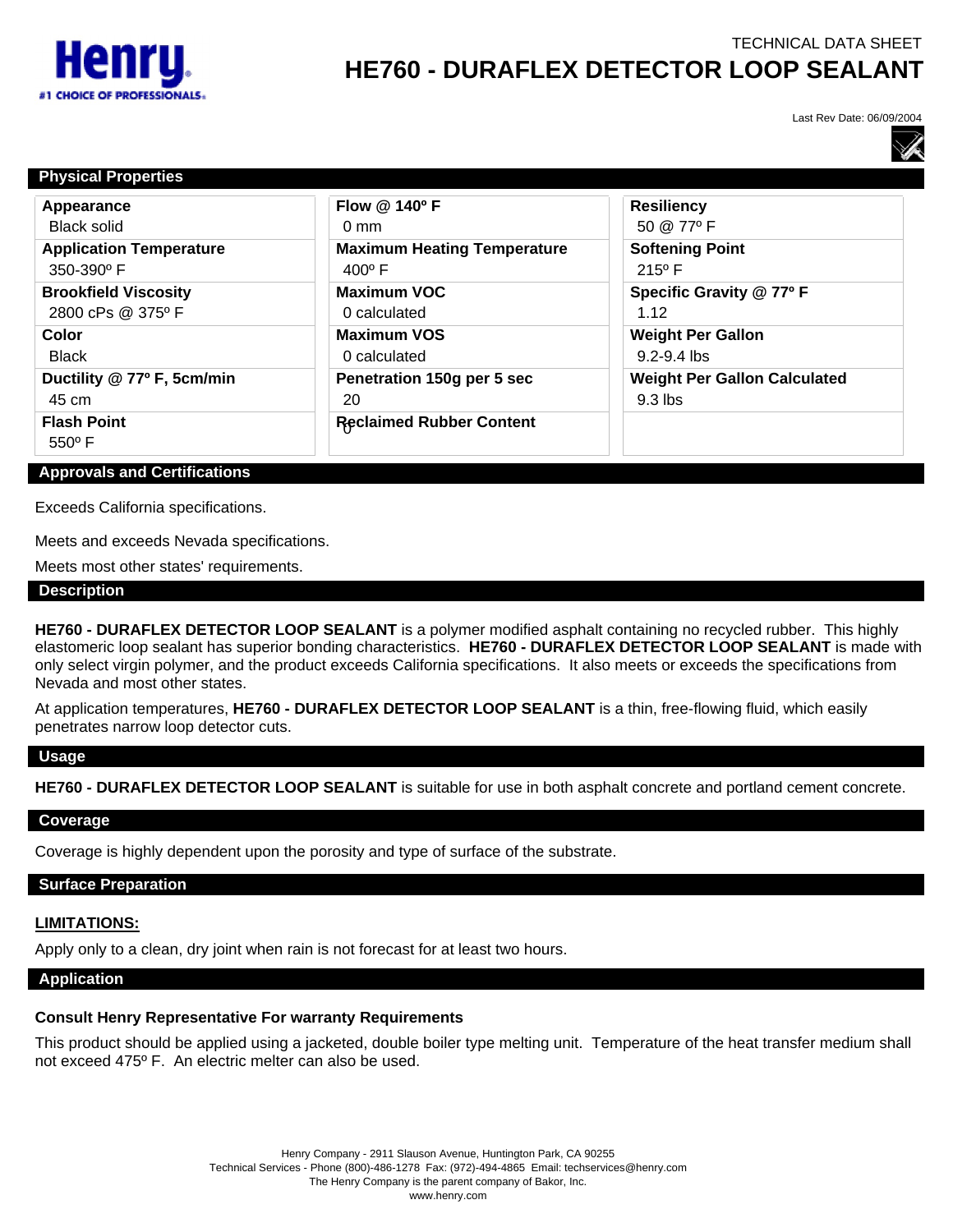TECHNICAL DATA SHEET

# HE760 - DURAFLEX DETECTOR LOOP SEALANT

Last Rev Date: 06/09/2004

## Physical Properties

| | | |
|---|---|---|
| **Appearance**<br>Black solid | **Flow @ 140º F**<br>0 mm | **Resiliency**<br>50 @ 77º F |
| **Application Temperature**<br>350-390º F | **Maximum Heating Temperature**<br>400º F | **Softening Point**<br>215º F |
| **Brookfield Viscosity**<br>2800 cPs @ 375º F | **Maximum VOC**<br>0 calculated | **Specific Gravity @ 77º F**<br>1.12 |
| **Color**<br>Black | **Maximum VOS**<br>0 calculated | **Weight Per Gallon**<br>9.2-9.4 lbs |
| **Ductility @ 77º F, 5cm/min**<br>45 cm | **Penetration 150g per 5 sec**<br>20 | **Weight Per Gallon Calculated**<br>9.3 lbs |
| **Flash Point**<br>550º F | **Reclaimed Rubber Content**<br>0 | |

## Approvals and Certifications

Exceeds California specifications.

Meets and exceeds Nevada specifications.

Meets most other states' requirements.

## Description

**HE760 - DURAFLEX DETECTOR LOOP SEALANT** is a polymer modified asphalt containing no recycled rubber. This highly elastomeric loop sealant has superior bonding characteristics. **HE760 - DURAFLEX DETECTOR LOOP SEALANT** is made with only select virgin polymer, and the product exceeds California specifications. It also meets or exceeds the specifications from Nevada and most other states.

At application temperatures, **HE760 - DURAFLEX DETECTOR LOOP SEALANT** is a thin, free-flowing fluid, which easily penetrates narrow loop detector cuts.

## Usage

**HE760 - DURAFLEX DETECTOR LOOP SEALANT** is suitable for use in both asphalt concrete and portland cement concrete.

## Coverage

Coverage is highly dependent upon the porosity and type of surface of the substrate.

## Surface Preparation

**LIMITATIONS:**

Apply only to a clean, dry joint when rain is not forecast for at least two hours.

## Application

**Consult Henry Representative For warranty Requirements**

This product should be applied using a jacketed, double boiler type melting unit. Temperature of the heat transfer medium shall not exceed 475º F. An electric melter can also be used.

Henry Company - 2911 Slauson Avenue, Huntington Park, CA 90255
Technical Services - Phone (800)-486-1278 Fax: (972)-494-4865 Email: techservices@henry.com
The Henry Company is the parent company of Bakor, Inc.
www.henry.com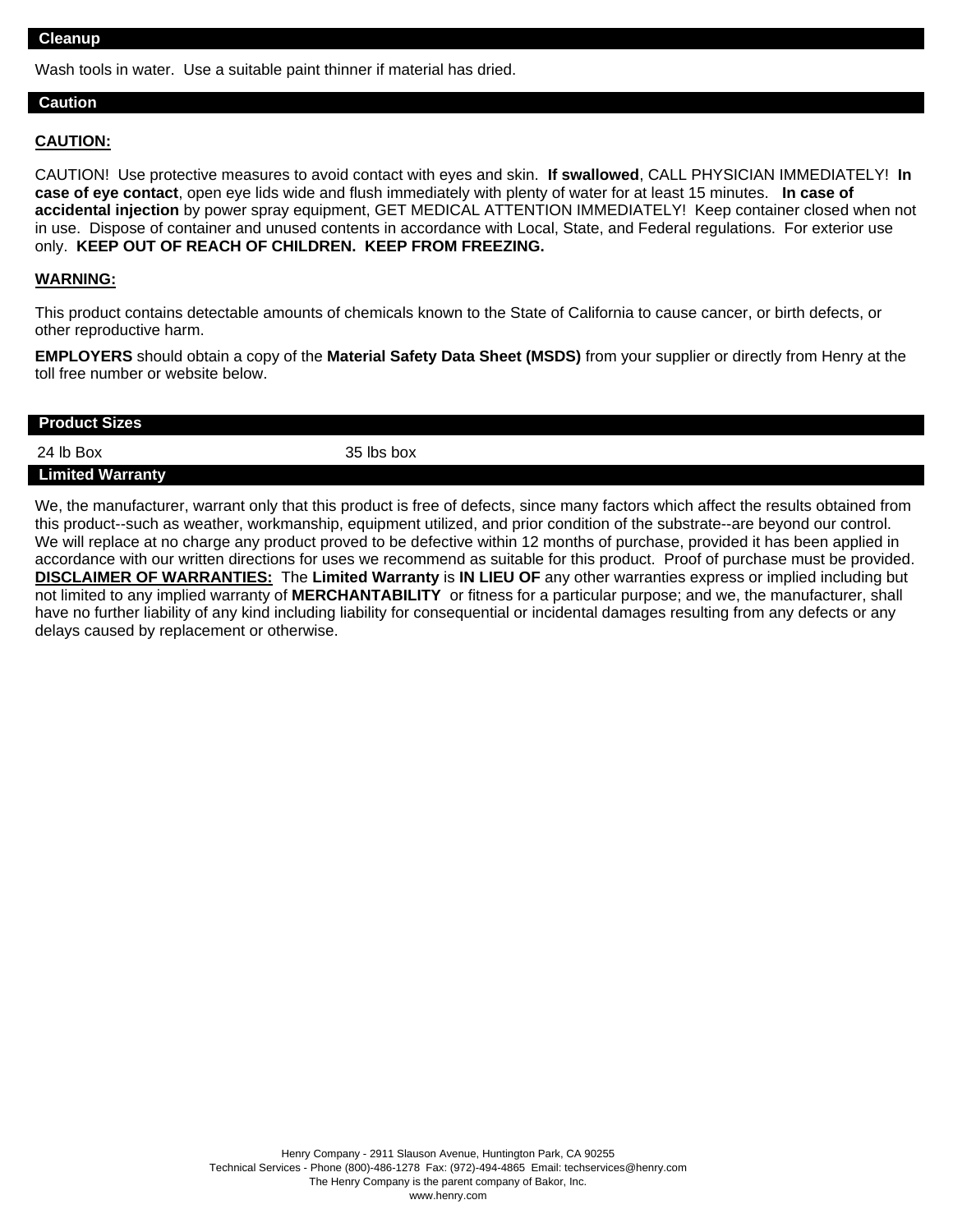## Cleanup

Wash tools in water. Use a suitable paint thinner if material has dried.

## Caution

**CAUTION:**

CAUTION! Use protective measures to avoid contact with eyes and skin. **If swallowed**, CALL PHYSICIAN IMMEDIATELY! **In case of eye contact**, open eye lids wide and flush immediately with plenty of water for at least 15 minutes. **In case of accidental injection** by power spray equipment, GET MEDICAL ATTENTION IMMEDIATELY! Keep container closed when not in use. Dispose of container and unused contents in accordance with Local, State, and Federal regulations. For exterior use only. **KEEP OUT OF REACH OF CHILDREN. KEEP FROM FREEZING.**

**WARNING:**

This product contains detectable amounts of chemicals known to the State of California to cause cancer, or birth defects, or other reproductive harm.

**EMPLOYERS** should obtain a copy of the **Material Safety Data Sheet (MSDS)** from your supplier or directly from Henry at the toll free number or website below.

## Product Sizes

| | |
|---|---|
| 24 lb Box | 35 lbs box |

## Limited Warranty

We, the manufacturer, warrant only that this product is free of defects, since many factors which affect the results obtained from this product--such as weather, workmanship, equipment utilized, and prior condition of the substrate--are beyond our control. We will replace at no charge any product proved to be defective within 12 months of purchase, provided it has been applied in accordance with our written directions for uses we recommend as suitable for this product. Proof of purchase must be provided. **DISCLAIMER OF WARRANTIES:** The **Limited Warranty** is **IN LIEU OF** any other warranties express or implied including but not limited to any implied warranty of **MERCHANTABILITY** or fitness for a particular purpose; and we, the manufacturer, shall have no further liability of any kind including liability for consequential or incidental damages resulting from any defects or any delays caused by replacement or otherwise.

Henry Company - 2911 Slauson Avenue, Huntington Park, CA 90255
Technical Services - Phone (800)-486-1278 Fax: (972)-494-4865 Email: techservices@henry.com
The Henry Company is the parent company of Bakor, Inc.
www.henry.com